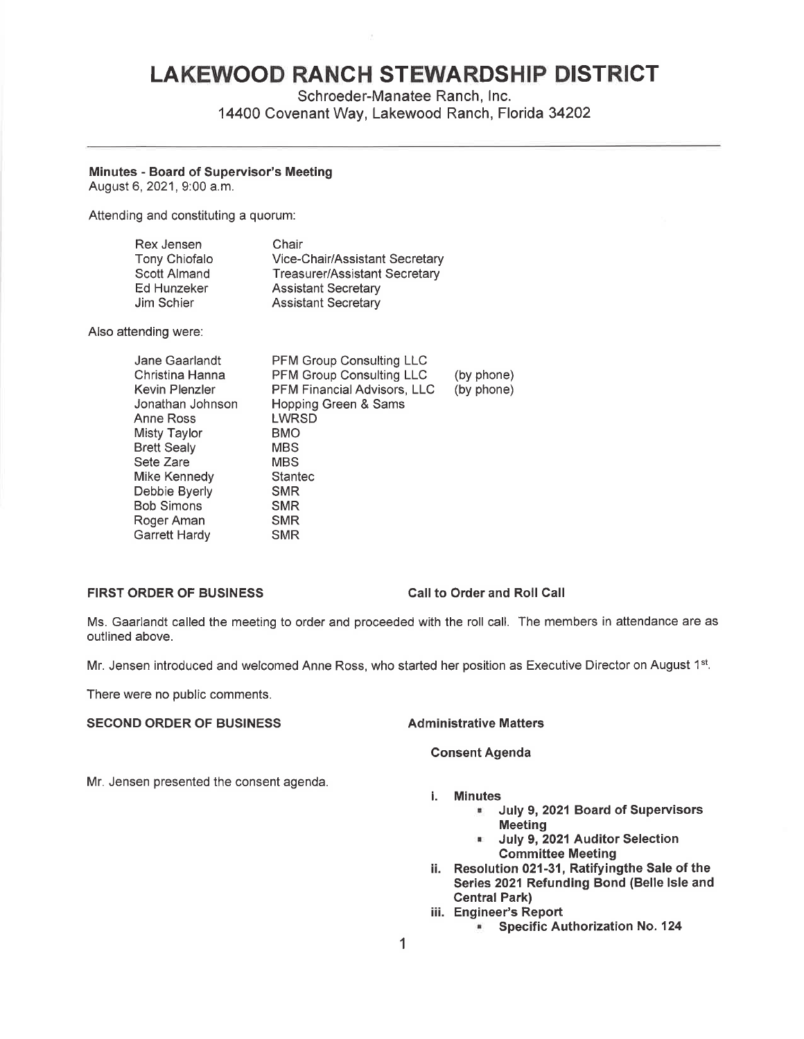# LAKEWOOD RANCH STEWARDSHIP DISTRICT

Schroeder-Manatee Ranch, Inc.
14400 Covenant Way, Lakewood Ranch, Florida 34202

---

**Minutes - Board of Supervisor's Meeting**
August 6, 2021, 9:00 a.m.

Attending and constituting a quorum:

| | |
|---|---|
| Rex Jensen | Chair |
| Tony Chiofalo | Vice-Chair/Assistant Secretary |
| Scott Almand | Treasurer/Assistant Secretary |
| Ed Hunzeker | Assistant Secretary |
| Jim Schier | Assistant Secretary |

Also attending were:

| | | |
|---|---|---|
| Jane Gaarlandt | PFM Group Consulting LLC | |
| Christina Hanna | PFM Group Consulting LLC | (by phone) |
| Kevin Plenzler | PFM Financial Advisors, LLC | (by phone) |
| Jonathan Johnson | Hopping Green & Sams | |
| Anne Ross | LWRSD | |
| Misty Taylor | BMO | |
| Brett Sealy | MBS | |
| Sete Zare | MBS | |
| Mike Kennedy | Stantec | |
| Debbie Byerly | SMR | |
| Bob Simons | SMR | |
| Roger Aman | SMR | |
| Garrett Hardy | SMR | |

**FIRST ORDER OF BUSINESS** **Call to Order and Roll Call**

Ms. Gaarlandt called the meeting to order and proceeded with the roll call. The members in attendance are as outlined above.

Mr. Jensen introduced and welcomed Anne Ross, who started her position as Executive Director on August 1st.

There were no public comments.

**SECOND ORDER OF BUSINESS** **Administrative Matters**

**Consent Agenda**

Mr. Jensen presented the consent agenda.

- **i. Minutes**
  - **July 9, 2021 Board of Supervisors Meeting**
  - **July 9, 2021 Auditor Selection Committee Meeting**
- **ii. Resolution 021-31, Ratifyingthe Sale of the Series 2021 Refunding Bond (Belle Isle and Central Park)**
- **iii. Engineer's Report**
  - **Specific Authorization No. 124**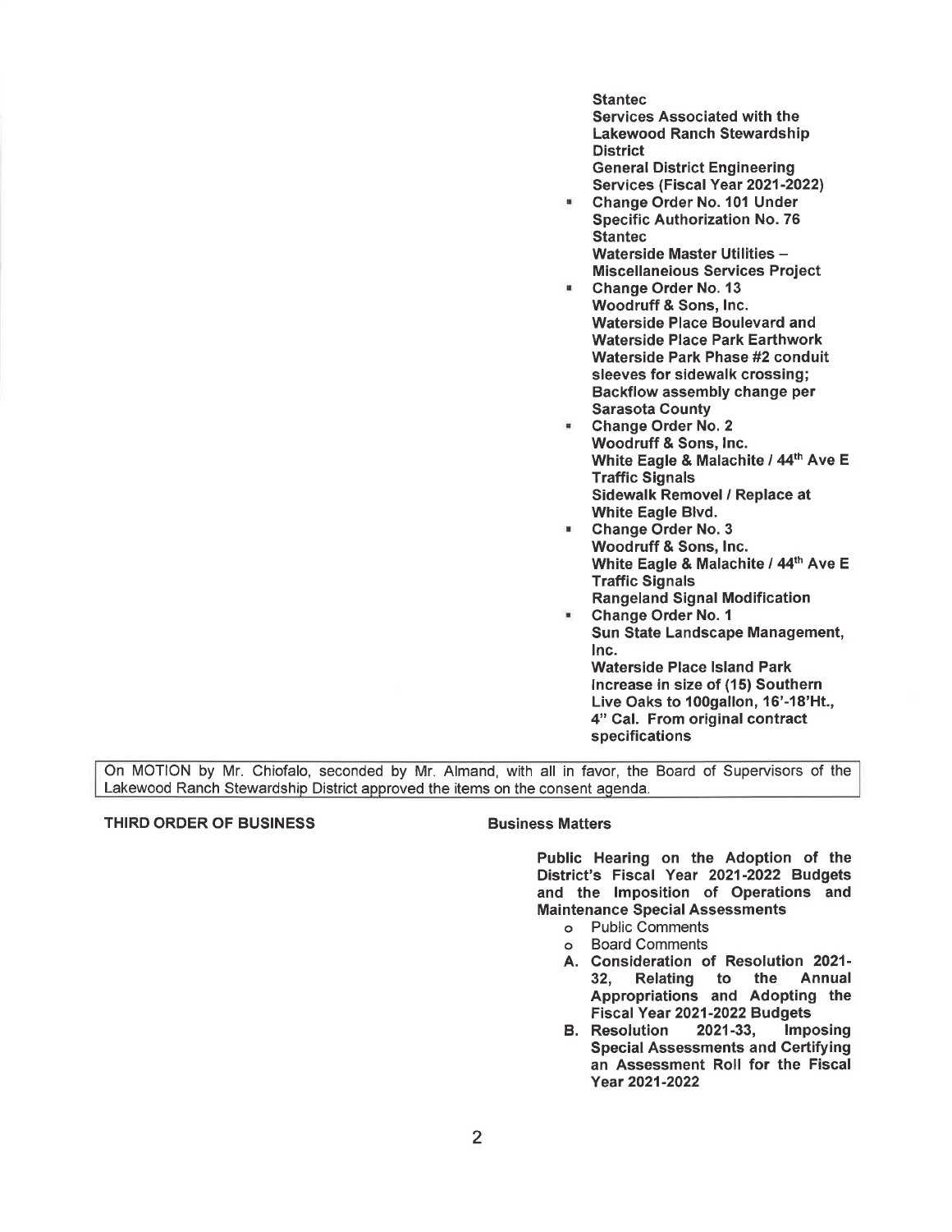**Stantec**
**Services Associated with the Lakewood Ranch Stewardship District**
**General District Engineering Services (Fiscal Year 2021-2022)**

- **Change Order No. 101 Under Specific Authorization No. 76**
  **Stantec**
  **Waterside Master Utilities – Miscellaneous Services Project**
- **Change Order No. 13**
  **Woodruff & Sons, Inc.**
  **Waterside Place Boulevard and Waterside Place Park Earthwork**
  **Waterside Park Phase #2 conduit sleeves for sidewalk crossing; Backflow assembly change per Sarasota County**
- **Change Order No. 2**
  **Woodruff & Sons, Inc.**
  **White Eagle & Malachite / 44th Ave E Traffic Signals**
  **Sidewalk Removel / Replace at White Eagle Blvd.**
- **Change Order No. 3**
  **Woodruff & Sons, Inc.**
  **White Eagle & Malachite / 44th Ave E Traffic Signals**
  **Rangeland Signal Modification**
- **Change Order No. 1**
  **Sun State Landscape Management, Inc.**
  **Waterside Place Island Park**
  **Increase in size of (15) Southern Live Oaks to 100gallon, 16'-18'Ht., 4" Cal. From original contract specifications**

On MOTION by Mr. Chiofalo, seconded by Mr. Almand, with all in favor, the Board of Supervisors of the Lakewood Ranch Stewardship District approved the items on the consent agenda.

**THIRD ORDER OF BUSINESS** **Business Matters**

**Public Hearing on the Adoption of the District's Fiscal Year 2021-2022 Budgets and the Imposition of Operations and Maintenance Special Assessments**

- Public Comments
- Board Comments

**A. Consideration of Resolution 2021-32, Relating to the Annual Appropriations and Adopting the Fiscal Year 2021-2022 Budgets**

**B. Resolution 2021-33, Imposing Special Assessments and Certifying an Assessment Roll for the Fiscal Year 2021-2022**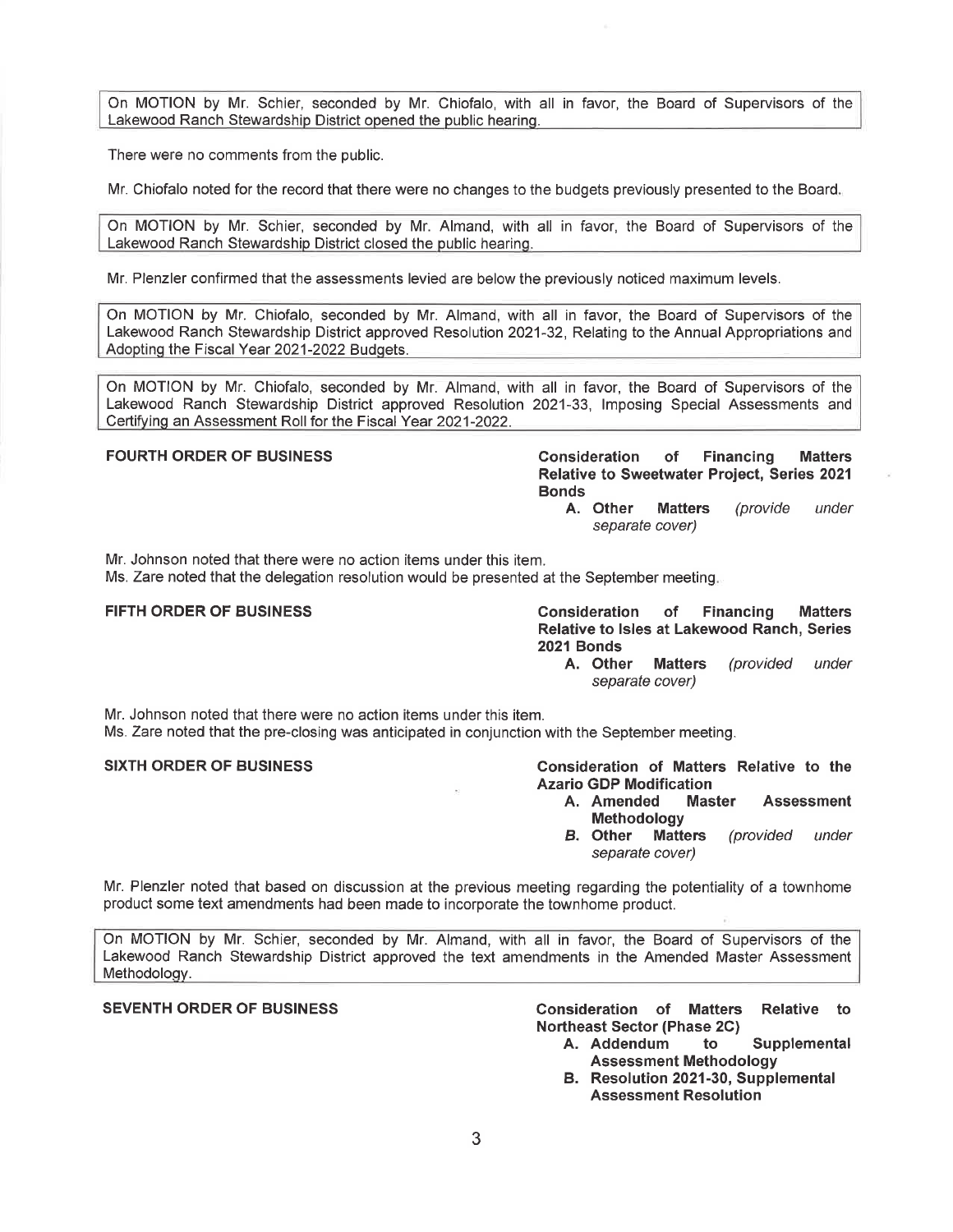On MOTION by Mr. Schier, seconded by Mr. Chiofalo, with all in favor, the Board of Supervisors of the Lakewood Ranch Stewardship District opened the public hearing.

There were no comments from the public.

Mr. Chiofalo noted for the record that there were no changes to the budgets previously presented to the Board.

On MOTION by Mr. Schier, seconded by Mr. Almand, with all in favor, the Board of Supervisors of the Lakewood Ranch Stewardship District closed the public hearing.

Mr. Plenzler confirmed that the assessments levied are below the previously noticed maximum levels.

On MOTION by Mr. Chiofalo, seconded by Mr. Almand, with all in favor, the Board of Supervisors of the Lakewood Ranch Stewardship District approved Resolution 2021-32, Relating to the Annual Appropriations and Adopting the Fiscal Year 2021-2022 Budgets.

On MOTION by Mr. Chiofalo, seconded by Mr. Almand, with all in favor, the Board of Supervisors of the Lakewood Ranch Stewardship District approved Resolution 2021-33, Imposing Special Assessments and Certifying an Assessment Roll for the Fiscal Year 2021-2022.

**FOURTH ORDER OF BUSINESS** **Consideration of Financing Matters Relative to Sweetwater Project, Series 2021 Bonds**

- **A. Other Matters** *(provide under separate cover)*

Mr. Johnson noted that there were no action items under this item.
Ms. Zare noted that the delegation resolution would be presented at the September meeting.

**FIFTH ORDER OF BUSINESS** **Consideration of Financing Matters Relative to Isles at Lakewood Ranch, Series 2021 Bonds**

- **A. Other Matters** *(provided under separate cover)*

Mr. Johnson noted that there were no action items under this item.
Ms. Zare noted that the pre-closing was anticipated in conjunction with the September meeting.

**SIXTH ORDER OF BUSINESS** **Consideration of Matters Relative to the Azario GDP Modification**

- **A. Amended Master Assessment Methodology**
- **B. Other Matters** *(provided under separate cover)*

Mr. Plenzler noted that based on discussion at the previous meeting regarding the potentiality of a townhome product some text amendments had been made to incorporate the townhome product.

On MOTION by Mr. Schier, seconded by Mr. Almand, with all in favor, the Board of Supervisors of the Lakewood Ranch Stewardship District approved the text amendments in the Amended Master Assessment Methodology.

**SEVENTH ORDER OF BUSINESS** **Consideration of Matters Relative to Northeast Sector (Phase 2C)**

- **A. Addendum to Supplemental Assessment Methodology**
- **B. Resolution 2021-30, Supplemental Assessment Resolution**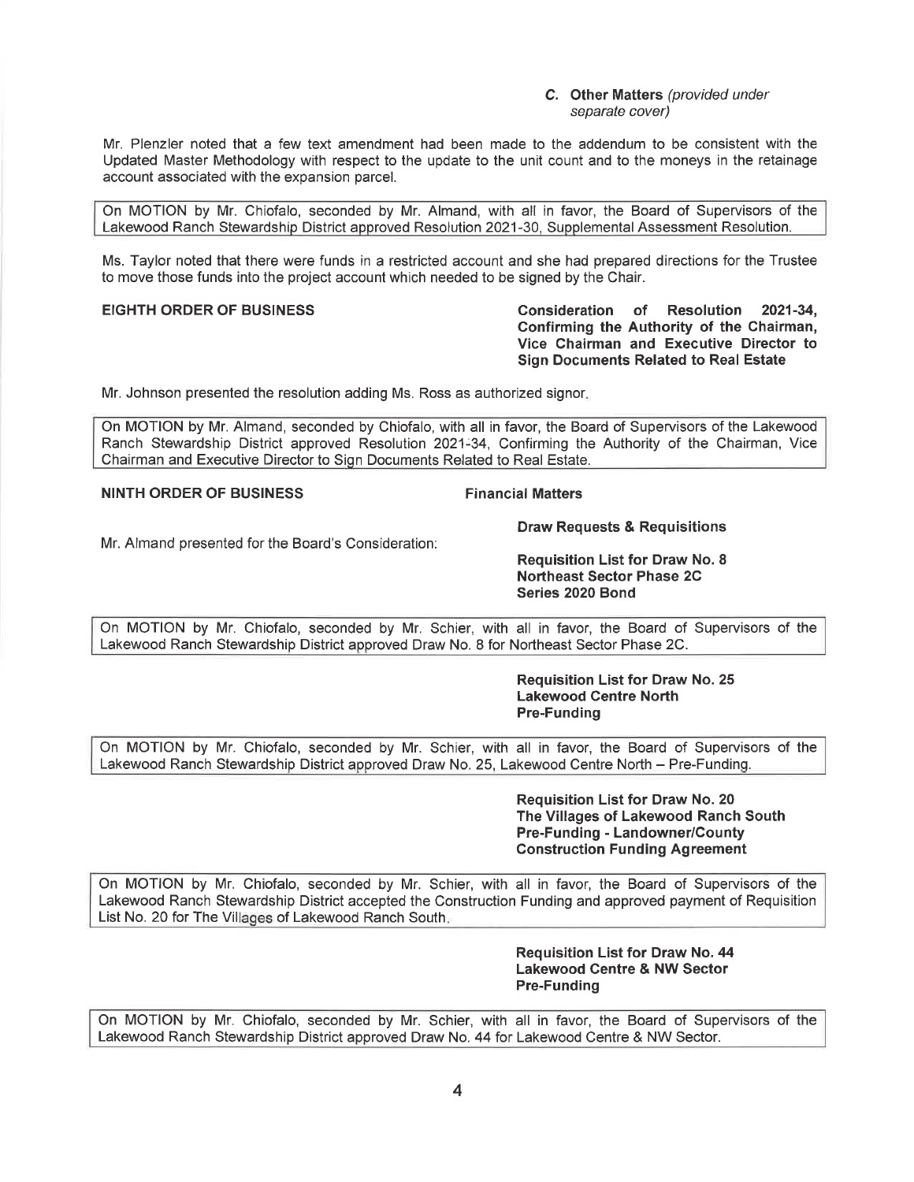**C. Other Matters** *(provided under separate cover)*

Mr. Plenzler noted that a few text amendment had been made to the addendum to be consistent with the Updated Master Methodology with respect to the update to the unit count and to the moneys in the retainage account associated with the expansion parcel.

> On MOTION by Mr. Chiofalo, seconded by Mr. Almand, with all in favor, the Board of Supervisors of the Lakewood Ranch Stewardship District approved Resolution 2021-30, Supplemental Assessment Resolution.

Ms. Taylor noted that there were funds in a restricted account and she had prepared directions for the Trustee to move those funds into the project account which needed to be signed by the Chair.

**EIGHTH ORDER OF BUSINESS** — **Consideration of Resolution 2021-34, Confirming the Authority of the Chairman, Vice Chairman and Executive Director to Sign Documents Related to Real Estate**

Mr. Johnson presented the resolution adding Ms. Ross as authorized signor.

> On MOTION by Mr. Almand, seconded by Chiofalo, with all in favor, the Board of Supervisors of the Lakewood Ranch Stewardship District approved Resolution 2021-34, Confirming the Authority of the Chairman, Vice Chairman and Executive Director to Sign Documents Related to Real Estate.

**NINTH ORDER OF BUSINESS** — **Financial Matters**

**Draw Requests & Requisitions**

Mr. Almand presented for the Board's Consideration:

**Requisition List for Draw No. 8**
**Northeast Sector Phase 2C**
**Series 2020 Bond**

> On MOTION by Mr. Chiofalo, seconded by Mr. Schier, with all in favor, the Board of Supervisors of the Lakewood Ranch Stewardship District approved Draw No. 8 for Northeast Sector Phase 2C.

**Requisition List for Draw No. 25**
**Lakewood Centre North**
**Pre-Funding**

> On MOTION by Mr. Chiofalo, seconded by Mr. Schier, with all in favor, the Board of Supervisors of the Lakewood Ranch Stewardship District approved Draw No. 25, Lakewood Centre North – Pre-Funding.

**Requisition List for Draw No. 20**
**The Villages of Lakewood Ranch South**
**Pre-Funding - Landowner/County**
**Construction Funding Agreement**

> On MOTION by Mr. Chiofalo, seconded by Mr. Schier, with all in favor, the Board of Supervisors of the Lakewood Ranch Stewardship District accepted the Construction Funding and approved payment of Requisition List No. 20 for The Villages of Lakewood Ranch South.

**Requisition List for Draw No. 44**
**Lakewood Centre & NW Sector**
**Pre-Funding**

> On MOTION by Mr. Chiofalo, seconded by Mr. Schier, with all in favor, the Board of Supervisors of the Lakewood Ranch Stewardship District approved Draw No. 44 for Lakewood Centre & NW Sector.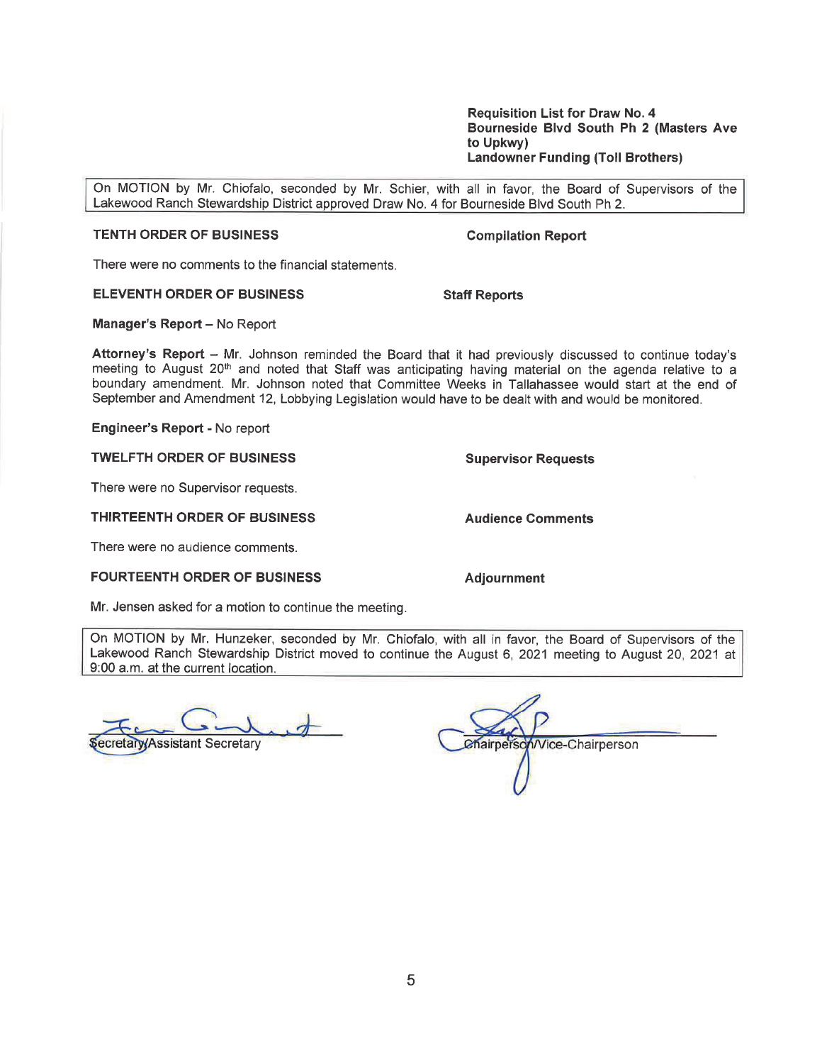**Requisition List for Draw No. 4**
**Bourneside Blvd South Ph 2 (Masters Ave to Upkwy)**
**Landowner Funding (Toll Brothers)**

> On MOTION by Mr. Chiofalo, seconded by Mr. Schier, with all in favor, the Board of Supervisors of the Lakewood Ranch Stewardship District approved Draw No. 4 for Bourneside Blvd South Ph 2.

**TENTH ORDER OF BUSINESS** **Compilation Report**

There were no comments to the financial statements.

**ELEVENTH ORDER OF BUSINESS** **Staff Reports**

**Manager's Report** – No Report

**Attorney's Report** – Mr. Johnson reminded the Board that it had previously discussed to continue today's meeting to August 20th and noted that Staff was anticipating having material on the agenda relative to a boundary amendment. Mr. Johnson noted that Committee Weeks in Tallahassee would start at the end of September and Amendment 12, Lobbying Legislation would have to be dealt with and would be monitored.

**Engineer's Report** - No report

**TWELFTH ORDER OF BUSINESS** **Supervisor Requests**

There were no Supervisor requests.

**THIRTEENTH ORDER OF BUSINESS** **Audience Comments**

There were no audience comments.

**FOURTEENTH ORDER OF BUSINESS** **Adjournment**

Mr. Jensen asked for a motion to continue the meeting.

> On MOTION by Mr. Hunzeker, seconded by Mr. Chiofalo, with all in favor, the Board of Supervisors of the Lakewood Ranch Stewardship District moved to continue the August 6, 2021 meeting to August 20, 2021 at 9:00 a.m. at the current location.

Secretary/Assistant Secretary

Chairperson/Vice-Chairperson